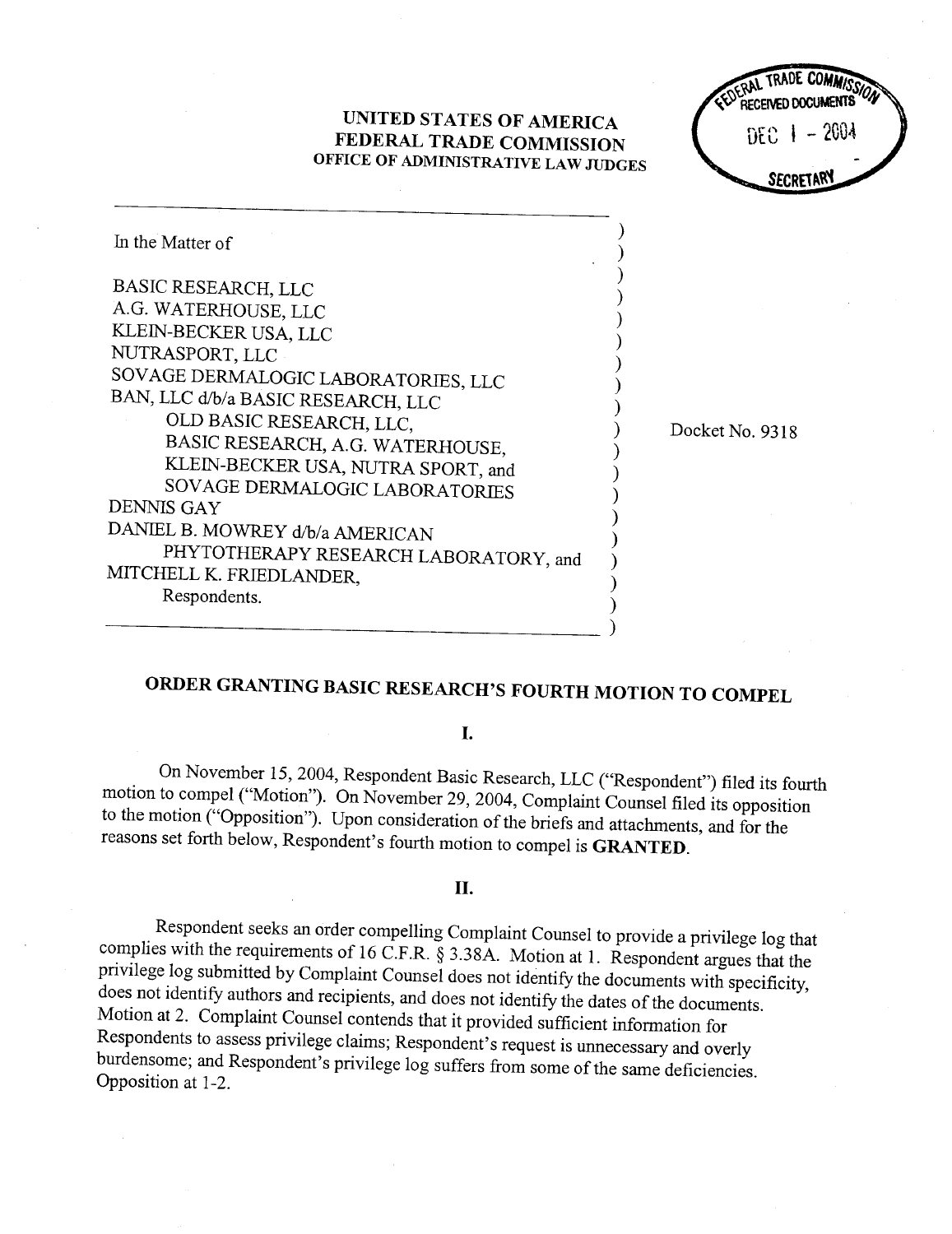UNITED STATES OF AMERICA
FEDERAL TRADE COMMISSION
OFFICE OF ADMINISTRATIVE LAW JUDGES

FEDERAL TRADE COMMISSION RECEIVED DOCUMENTS DEC 1 - 2004 SECRETARY

In the Matter of

BASIC RESEARCH, LLC
A.G. WATERHOUSE, LLC
KLEIN-BECKER USA, LLC
NUTRASPORT, LLC
SOVAGE DERMALOGIC LABORATORIES, LLC
BAN, LLC d/b/a BASIC RESEARCH, LLC
OLD BASIC RESEARCH, LLC,
BASIC RESEARCH, A.G. WATERHOUSE,
KLEIN-BECKER USA, NUTRA SPORT, and
SOVAGE DERMALOGIC LABORATORIES
DENNIS GAY
DANIEL B. MOWREY d/b/a AMERICAN
PHYTOTHERAPY RESEARCH LABORATORY, and
MITCHELL K. FRIEDLANDER,
Respondents.

Docket No. 9318

# ORDER GRANTING BASIC RESEARCH'S FOURTH MOTION TO COMPEL

## I.

On November 15, 2004, Respondent Basic Research, LLC ("Respondent") filed its fourth motion to compel ("Motion"). On November 29, 2004, Complaint Counsel filed its opposition to the motion ("Opposition"). Upon consideration of the briefs and attachments, and for the reasons set forth below, Respondent's fourth motion to compel is **GRANTED**.

## II.

Respondent seeks an order compelling Complaint Counsel to provide a privilege log that complies with the requirements of 16 C.F.R. § 3.38A. Motion at 1. Respondent argues that the privilege log submitted by Complaint Counsel does not identify the documents with specificity, does not identify authors and recipients, and does not identify the dates of the documents. Motion at 2. Complaint Counsel contends that it provided sufficient information for Respondents to assess privilege claims; Respondent's request is unnecessary and overly burdensome; and Respondent's privilege log suffers from some of the same deficiencies. Opposition at 1-2.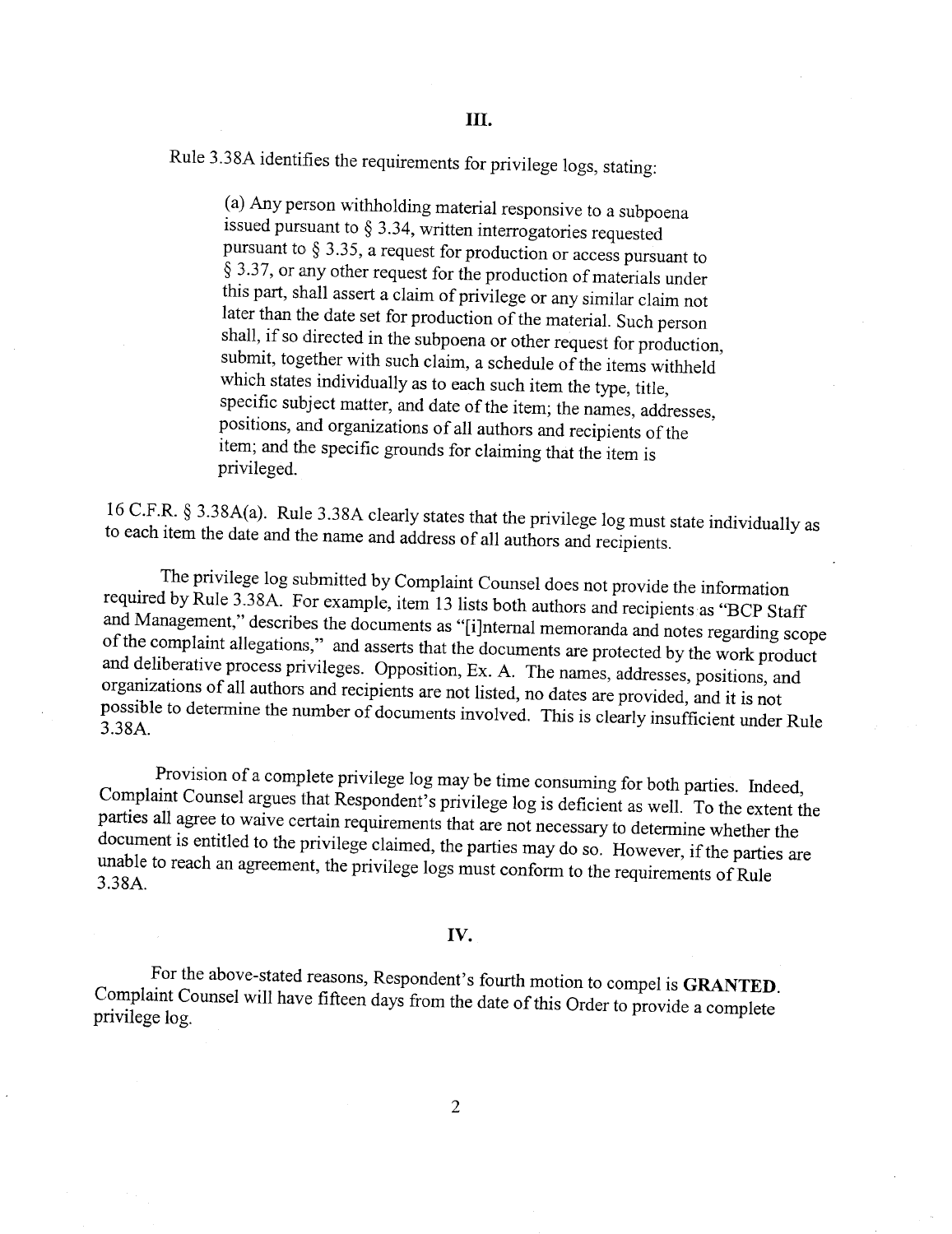## III.

Rule 3.38A identifies the requirements for privilege logs, stating:

> (a) Any person withholding material responsive to a subpoena issued pursuant to § 3.34, written interrogatories requested pursuant to § 3.35, a request for production or access pursuant to § 3.37, or any other request for the production of materials under this part, shall assert a claim of privilege or any similar claim not later than the date set for production of the material. Such person shall, if so directed in the subpoena or other request for production, submit, together with such claim, a schedule of the items withheld which states individually as to each such item the type, title, specific subject matter, and date of the item; the names, addresses, positions, and organizations of all authors and recipients of the item; and the specific grounds for claiming that the item is privileged.

16 C.F.R. § 3.38A(a). Rule 3.38A clearly states that the privilege log must state individually as to each item the date and the name and address of all authors and recipients.

The privilege log submitted by Complaint Counsel does not provide the information required by Rule 3.38A. For example, item 13 lists both authors and recipients as "BCP Staff and Management," describes the documents as "[i]nternal memoranda and notes regarding scope of the complaint allegations," and asserts that the documents are protected by the work product and deliberative process privileges. Opposition, Ex. A. The names, addresses, positions, and organizations of all authors and recipients are not listed, no dates are provided, and it is not possible to determine the number of documents involved. This is clearly insufficient under Rule 3.38A.

Provision of a complete privilege log may be time consuming for both parties. Indeed, Complaint Counsel argues that Respondent's privilege log is deficient as well. To the extent the parties all agree to waive certain requirements that are not necessary to determine whether the document is entitled to the privilege claimed, the parties may do so. However, if the parties are unable to reach an agreement, the privilege logs must conform to the requirements of Rule 3.38A.

## IV.

For the above-stated reasons, Respondent's fourth motion to compel is **GRANTED**. Complaint Counsel will have fifteen days from the date of this Order to provide a complete privilege log.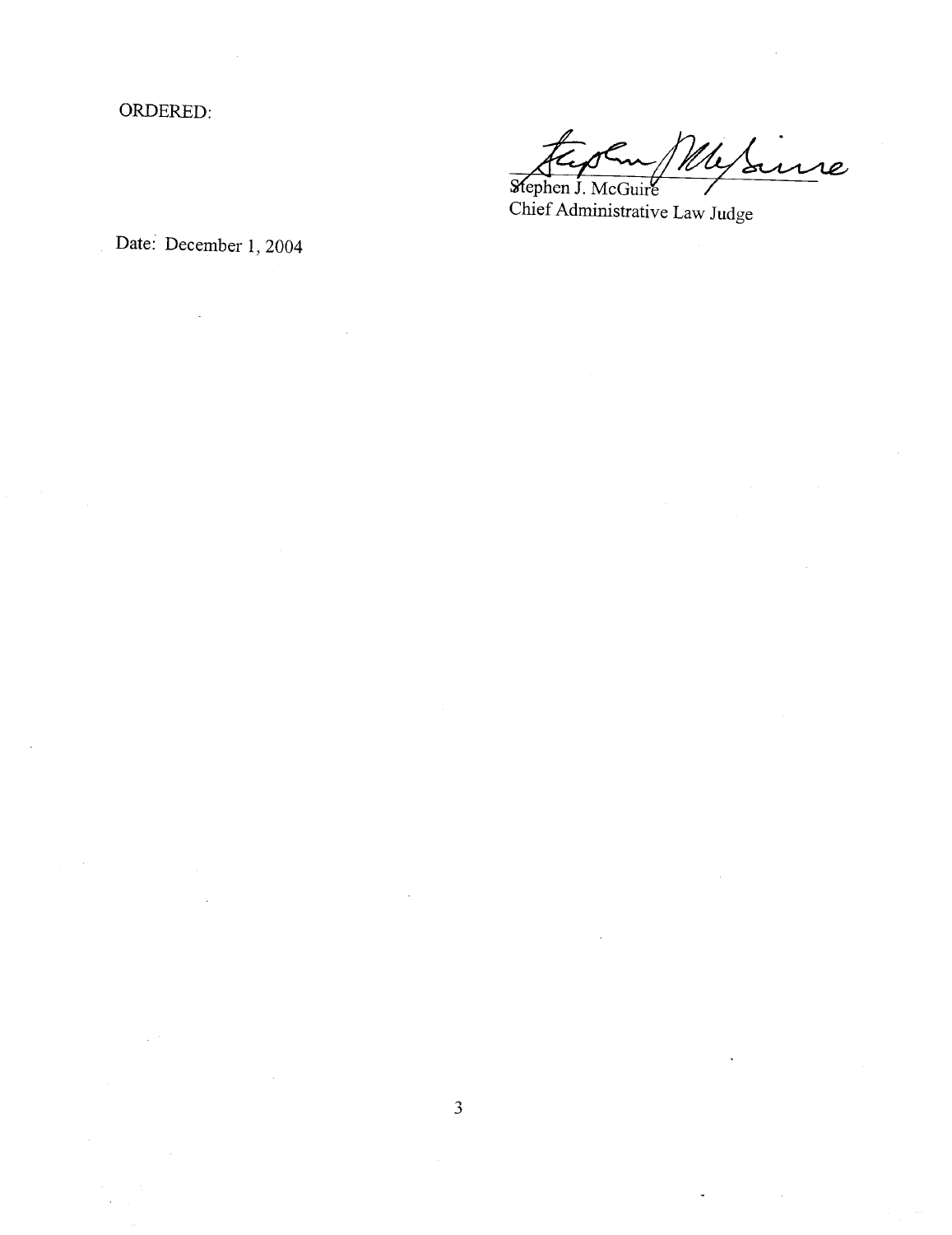ORDERED:

Stephen J. McGuire
Chief Administrative Law Judge

Date: December 1, 2004